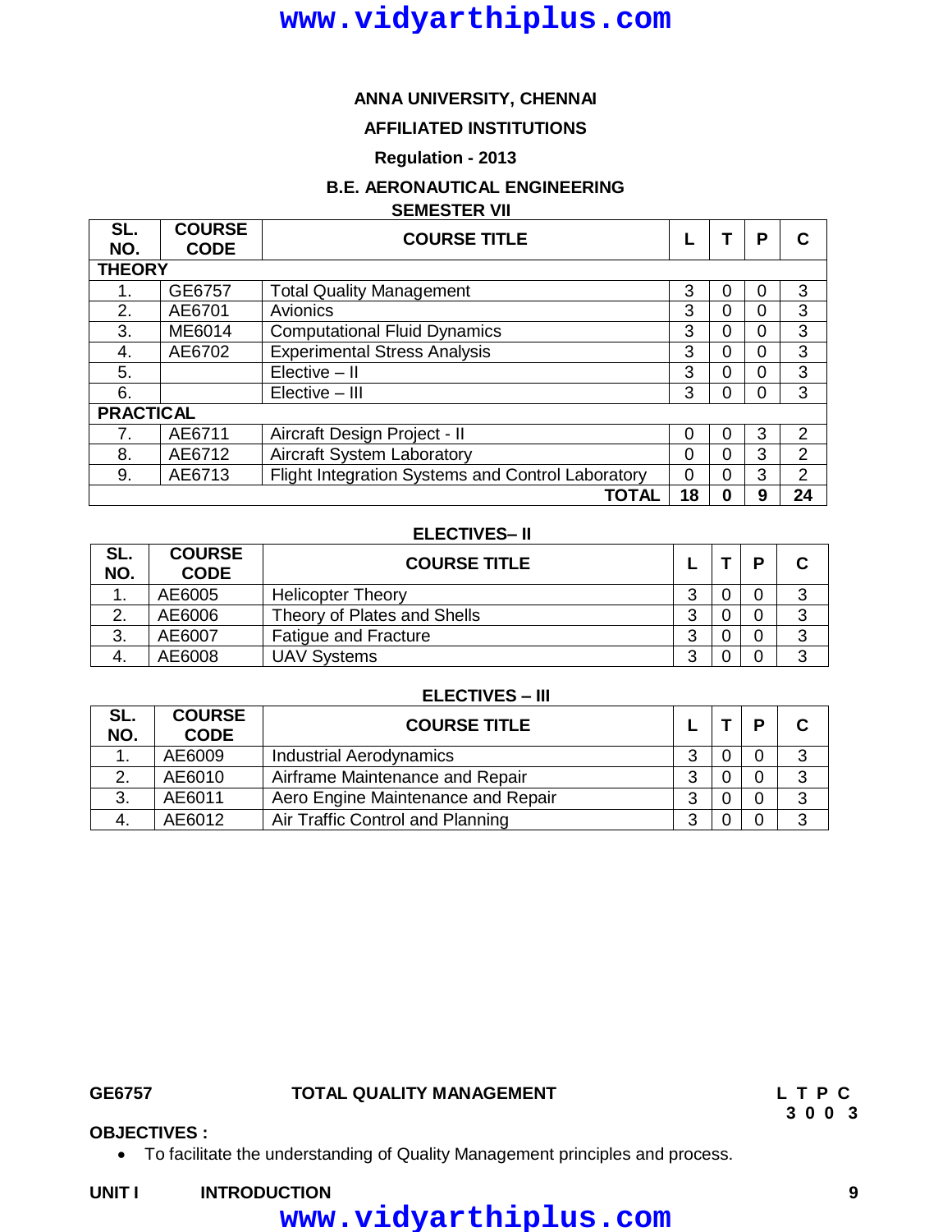**ANNA UNIVERSITY, CHENNAI**

**AFFILIATED INSTITUTIONS**

**Regulation - 2013**

**B.E. AERONAUTICAL ENGINEERING**

**SEMESTER VII**

| SL. NO. | COURSE CODE | COURSE TITLE | L | T | P | C |
|---|---|---|---|---|---|---|
| **THEORY** | | | | | | |
| 1. | GE6757 | Total Quality Management | 3 | 0 | 0 | 3 |
| 2. | AE6701 | Avionics | 3 | 0 | 0 | 3 |
| 3. | ME6014 | Computational Fluid Dynamics | 3 | 0 | 0 | 3 |
| 4. | AE6702 | Experimental Stress Analysis | 3 | 0 | 0 | 3 |
| 5. | | Elective – II | 3 | 0 | 0 | 3 |
| 6. | | Elective – III | 3 | 0 | 0 | 3 |
| **PRACTICAL** | | | | | | |
| 7. | AE6711 | Aircraft Design Project - II | 0 | 0 | 3 | 2 |
| 8. | AE6712 | Aircraft System Laboratory | 0 | 0 | 3 | 2 |
| 9. | AE6713 | Flight Integration Systems and Control Laboratory | 0 | 0 | 3 | 2 |
| | | **TOTAL** | **18** | **0** | **9** | **24** |

**ELECTIVES– II**

| SL. NO. | COURSE CODE | COURSE TITLE | L | T | P | C |
|---|---|---|---|---|---|---|
| 1. | AE6005 | Helicopter Theory | 3 | 0 | 0 | 3 |
| 2. | AE6006 | Theory of Plates and Shells | 3 | 0 | 0 | 3 |
| 3. | AE6007 | Fatigue and Fracture | 3 | 0 | 0 | 3 |
| 4. | AE6008 | UAV Systems | 3 | 0 | 0 | 3 |

**ELECTIVES – III**

| SL. NO. | COURSE CODE | COURSE TITLE | L | T | P | C |
|---|---|---|---|---|---|---|
| 1. | AE6009 | Industrial Aerodynamics | 3 | 0 | 0 | 3 |
| 2. | AE6010 | Airframe Maintenance and Repair | 3 | 0 | 0 | 3 |
| 3. | AE6011 | Aero Engine Maintenance and Repair | 3 | 0 | 0 | 3 |
| 4. | AE6012 | Air Traffic Control and Planning | 3 | 0 | 0 | 3 |

**GE6757 TOTAL QUALITY MANAGEMENT** **L T P C**
**3 0 0 3**

**OBJECTIVES :**

- To facilitate the understanding of Quality Management principles and process.

**UNIT I INTRODUCTION** **9**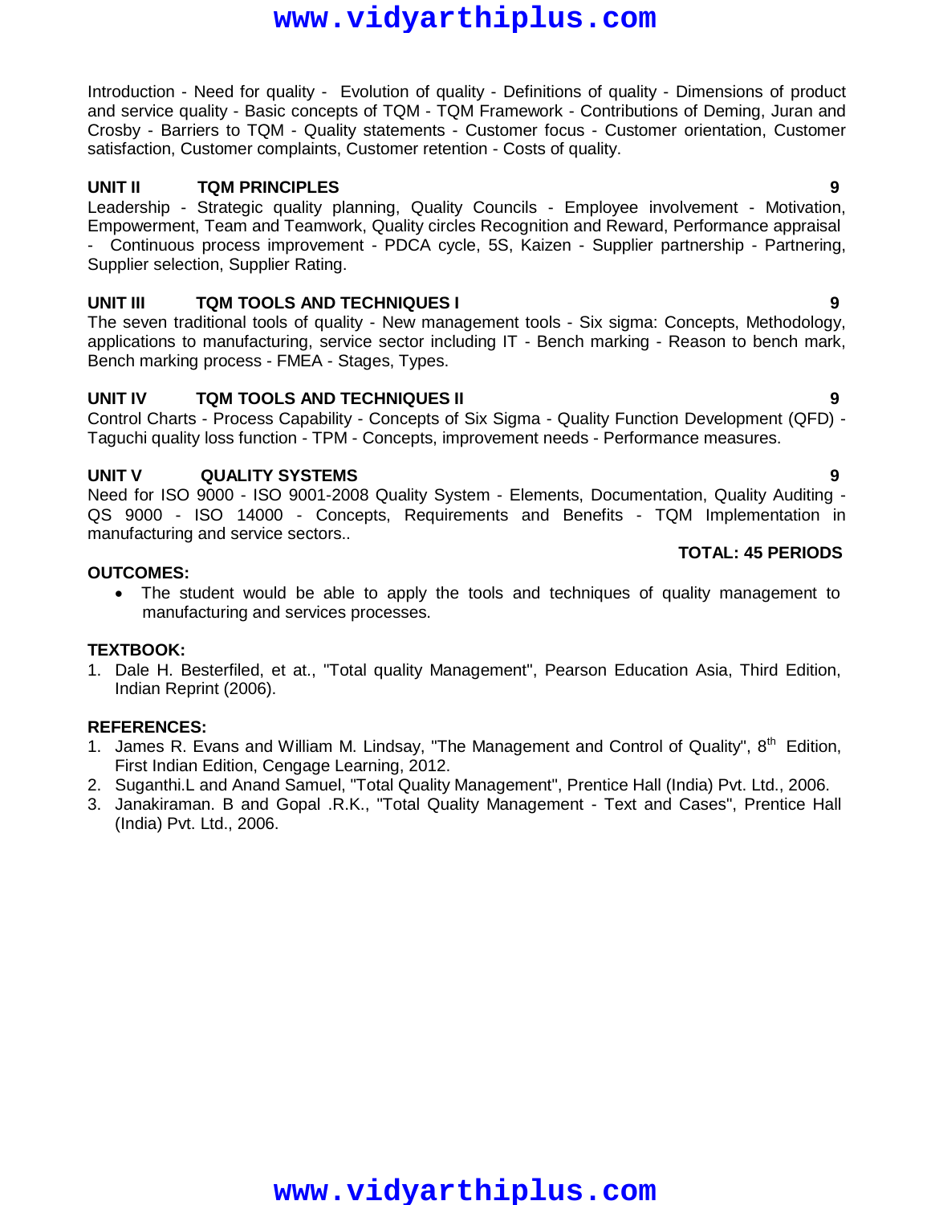Introduction - Need for quality - Evolution of quality - Definitions of quality - Dimensions of product and service quality - Basic concepts of TQM - TQM Framework - Contributions of Deming, Juran and Crosby - Barriers to TQM - Quality statements - Customer focus - Customer orientation, Customer satisfaction, Customer complaints, Customer retention - Costs of quality.

**UNIT II TQM PRINCIPLES 9**

Leadership - Strategic quality planning, Quality Councils - Employee involvement - Motivation, Empowerment, Team and Teamwork, Quality circles Recognition and Reward, Performance appraisal - Continuous process improvement - PDCA cycle, 5S, Kaizen - Supplier partnership - Partnering, Supplier selection, Supplier Rating.

**UNIT III TQM TOOLS AND TECHNIQUES I 9**

The seven traditional tools of quality - New management tools - Six sigma: Concepts, Methodology, applications to manufacturing, service sector including IT - Bench marking - Reason to bench mark, Bench marking process - FMEA - Stages, Types.

**UNIT IV TQM TOOLS AND TECHNIQUES II 9**

Control Charts - Process Capability - Concepts of Six Sigma - Quality Function Development (QFD) - Taguchi quality loss function - TPM - Concepts, improvement needs - Performance measures.

**UNIT V QUALITY SYSTEMS 9**

Need for ISO 9000 - ISO 9001-2008 Quality System - Elements, Documentation, Quality Auditing - QS 9000 - ISO 14000 - Concepts, Requirements and Benefits - TQM Implementation in manufacturing and service sectors..

**TOTAL: 45 PERIODS**

**OUTCOMES:**

- The student would be able to apply the tools and techniques of quality management to manufacturing and services processes.

**TEXTBOOK:**

1. Dale H. Besterfiled, et at., "Total quality Management", Pearson Education Asia, Third Edition, Indian Reprint (2006).

**REFERENCES:**

1. James R. Evans and William M. Lindsay, "The Management and Control of Quality", 8th Edition, First Indian Edition, Cengage Learning, 2012.
2. Suganthi.L and Anand Samuel, "Total Quality Management", Prentice Hall (India) Pvt. Ltd., 2006.
3. Janakiraman. B and Gopal .R.K., "Total Quality Management - Text and Cases", Prentice Hall (India) Pvt. Ltd., 2006.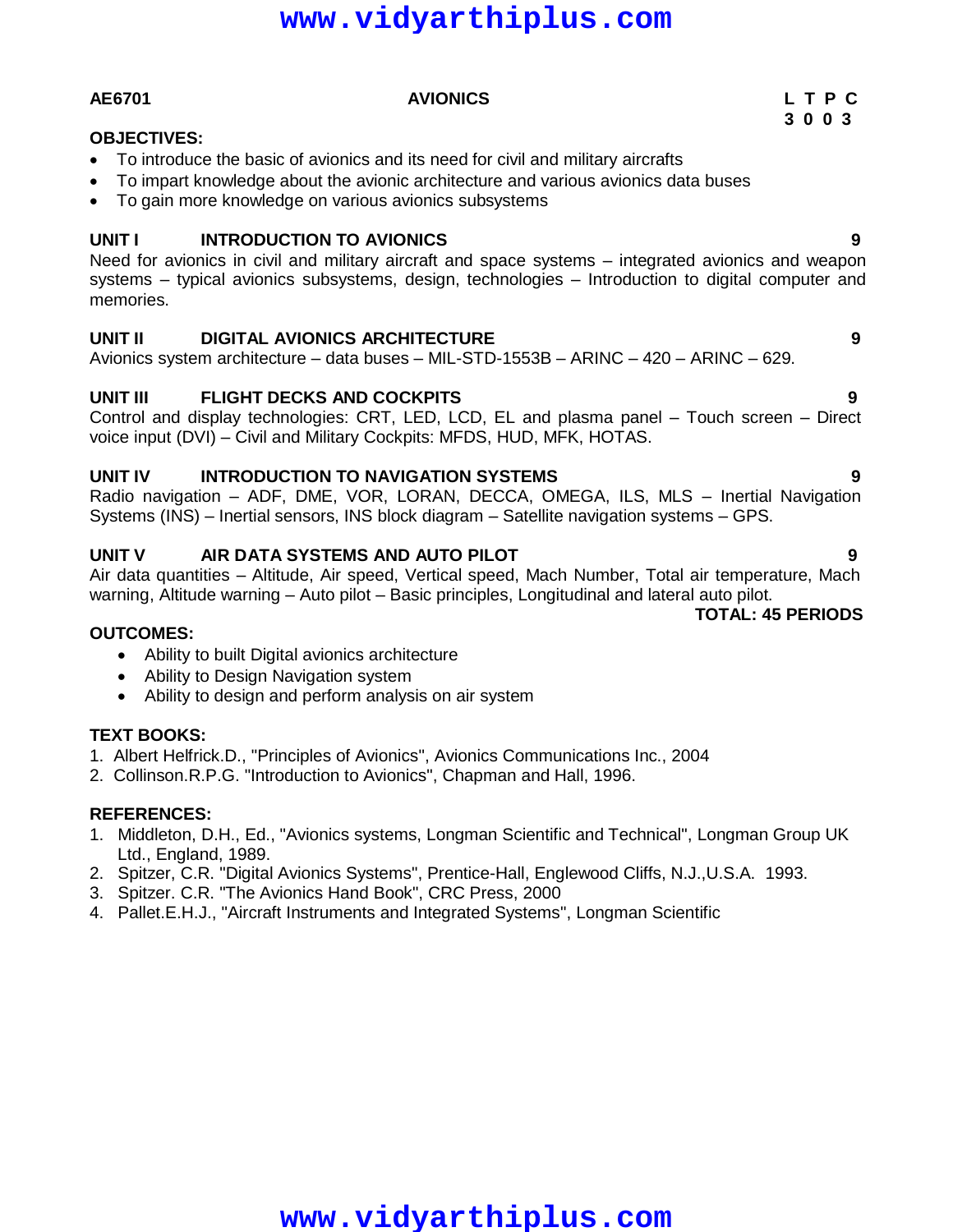**AE6701** **AVIONICS** **L T P C**
**3 0 0 3**

**OBJECTIVES:**

- To introduce the basic of avionics and its need for civil and military aircrafts
- To impart knowledge about the avionic architecture and various avionics data buses
- To gain more knowledge on various avionics subsystems

**UNIT I INTRODUCTION TO AVIONICS 9**

Need for avionics in civil and military aircraft and space systems – integrated avionics and weapon systems – typical avionics subsystems, design, technologies – Introduction to digital computer and memories.

**UNIT II DIGITAL AVIONICS ARCHITECTURE 9**

Avionics system architecture – data buses – MIL-STD-1553B – ARINC – 420 – ARINC – 629.

**UNIT III FLIGHT DECKS AND COCKPITS 9**

Control and display technologies: CRT, LED, LCD, EL and plasma panel – Touch screen – Direct voice input (DVI) – Civil and Military Cockpits: MFDS, HUD, MFK, HOTAS.

**UNIT IV INTRODUCTION TO NAVIGATION SYSTEMS 9**

Radio navigation – ADF, DME, VOR, LORAN, DECCA, OMEGA, ILS, MLS – Inertial Navigation Systems (INS) – Inertial sensors, INS block diagram – Satellite navigation systems – GPS.

**UNIT V AIR DATA SYSTEMS AND AUTO PILOT 9**

Air data quantities – Altitude, Air speed, Vertical speed, Mach Number, Total air temperature, Mach warning, Altitude warning – Auto pilot – Basic principles, Longitudinal and lateral auto pilot.

**TOTAL: 45 PERIODS**

**OUTCOMES:**

- Ability to built Digital avionics architecture
- Ability to Design Navigation system
- Ability to design and perform analysis on air system

**TEXT BOOKS:**

1. Albert Helfrick.D., "Principles of Avionics", Avionics Communications Inc., 2004
2. Collinson.R.P.G. "Introduction to Avionics", Chapman and Hall, 1996.

**REFERENCES:**

1. Middleton, D.H., Ed., "Avionics systems, Longman Scientific and Technical", Longman Group UK Ltd., England, 1989.
2. Spitzer, C.R. "Digital Avionics Systems", Prentice-Hall, Englewood Cliffs, N.J.,U.S.A. 1993.
3. Spitzer. C.R. "The Avionics Hand Book", CRC Press, 2000
4. Pallet.E.H.J., "Aircraft Instruments and Integrated Systems", Longman Scientific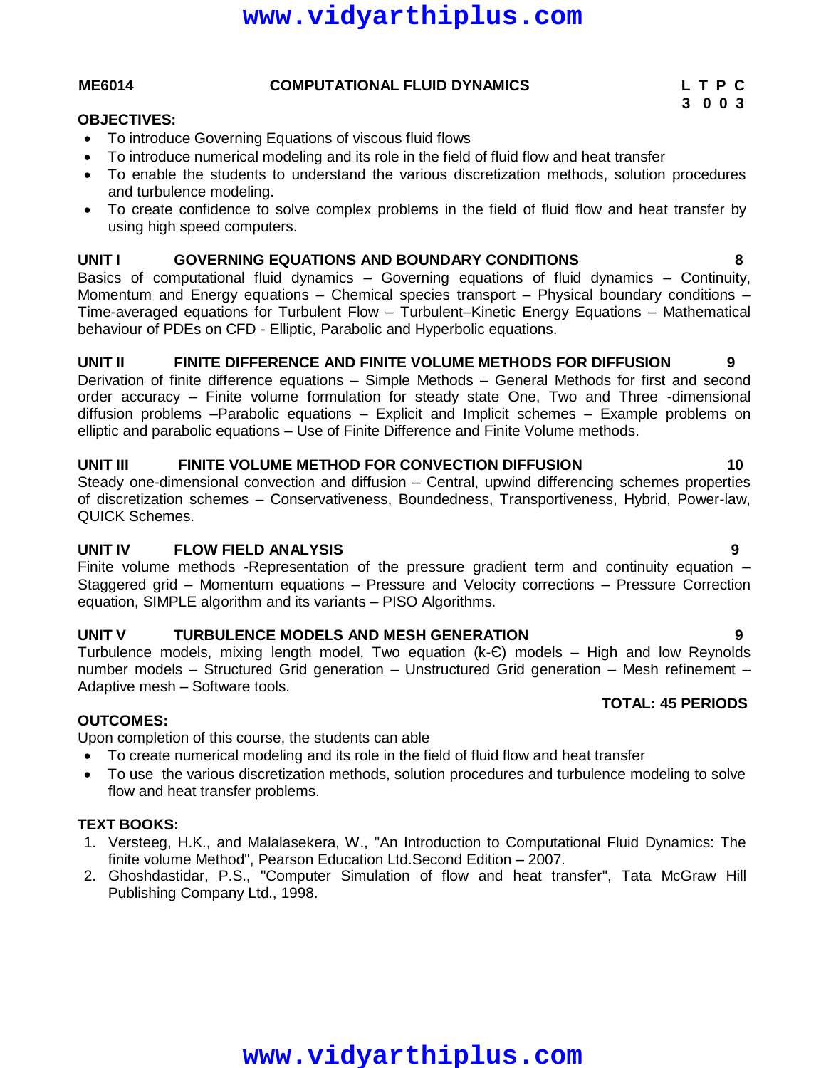**ME6014　　COMPUTATIONAL FLUID DYNAMICS　　L T P C**
**3 0 0 3**

**OBJECTIVES:**

- To introduce Governing Equations of viscous fluid flows
- To introduce numerical modeling and its role in the field of fluid flow and heat transfer
- To enable the students to understand the various discretization methods, solution procedures and turbulence modeling.
- To create confidence to solve complex problems in the field of fluid flow and heat transfer by using high speed computers.

**UNIT I　GOVERNING EQUATIONS AND BOUNDARY CONDITIONS　8**

Basics of computational fluid dynamics – Governing equations of fluid dynamics – Continuity, Momentum and Energy equations – Chemical species transport – Physical boundary conditions – Time-averaged equations for Turbulent Flow – Turbulent–Kinetic Energy Equations – Mathematical behaviour of PDEs on CFD - Elliptic, Parabolic and Hyperbolic equations.

**UNIT II　FINITE DIFFERENCE AND FINITE VOLUME METHODS FOR DIFFUSION　9**

Derivation of finite difference equations – Simple Methods – General Methods for first and second order accuracy – Finite volume formulation for steady state One, Two and Three -dimensional diffusion problems –Parabolic equations – Explicit and Implicit schemes – Example problems on elliptic and parabolic equations – Use of Finite Difference and Finite Volume methods.

**UNIT III　FINITE VOLUME METHOD FOR CONVECTION DIFFUSION　10**

Steady one-dimensional convection and diffusion – Central, upwind differencing schemes properties of discretization schemes – Conservativeness, Boundedness, Transportiveness, Hybrid, Power-law, QUICK Schemes.

**UNIT IV　FLOW FIELD ANALYSIS　9**

Finite volume methods -Representation of the pressure gradient term and continuity equation – Staggered grid – Momentum equations – Pressure and Velocity corrections – Pressure Correction equation, SIMPLE algorithm and its variants – PISO Algorithms.

**UNIT V　TURBULENCE MODELS AND MESH GENERATION　9**

Turbulence models, mixing length model, Two equation (k-Є) models – High and low Reynolds number models – Structured Grid generation – Unstructured Grid generation – Mesh refinement – Adaptive mesh – Software tools.

**TOTAL: 45 PERIODS**

**OUTCOMES:**

Upon completion of this course, the students can able

- To create numerical modeling and its role in the field of fluid flow and heat transfer
- To use the various discretization methods, solution procedures and turbulence modeling to solve flow and heat transfer problems.

**TEXT BOOKS:**

1. Versteeg, H.K., and Malalasekera, W., "An Introduction to Computational Fluid Dynamics: The finite volume Method", Pearson Education Ltd.Second Edition – 2007.
2. Ghoshdastidar, P.S., "Computer Simulation of flow and heat transfer", Tata McGraw Hill Publishing Company Ltd., 1998.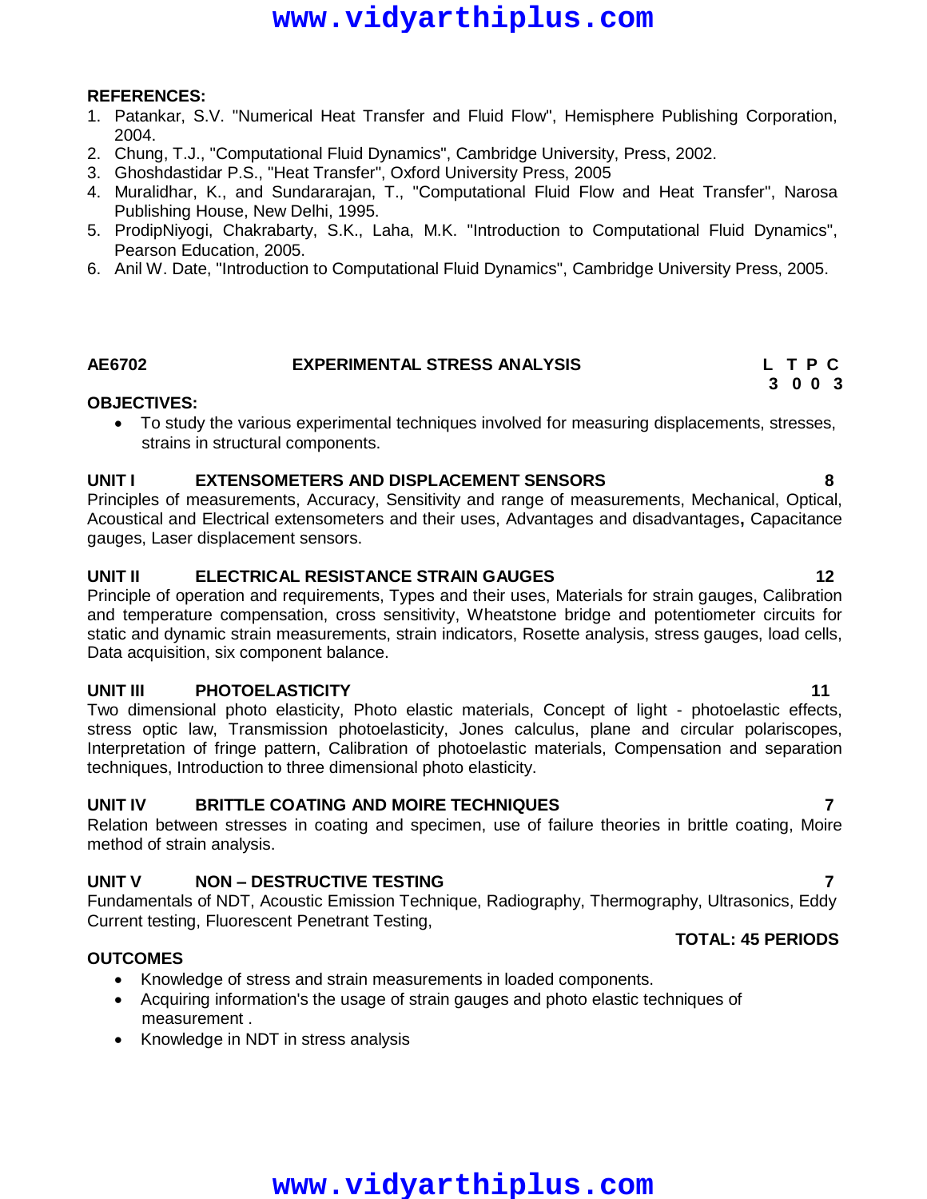**REFERENCES:**

1. Patankar, S.V. "Numerical Heat Transfer and Fluid Flow", Hemisphere Publishing Corporation, 2004.
2. Chung, T.J., "Computational Fluid Dynamics", Cambridge University, Press, 2002.
3. Ghoshdastidar P.S., "Heat Transfer", Oxford University Press, 2005
4. Muralidhar, K., and Sundararajan, T., "Computational Fluid Flow and Heat Transfer", Narosa Publishing House, New Delhi, 1995.
5. ProdipNiyogi, Chakrabarty, S.K., Laha, M.K. "Introduction to Computational Fluid Dynamics", Pearson Education, 2005.
6. Anil W. Date, "Introduction to Computational Fluid Dynamics", Cambridge University Press, 2005.

## AE6702 EXPERIMENTAL STRESS ANALYSIS

| L | T | P | C |
|---|---|---|---|
| 3 | 0 | 0 | 3 |

**OBJECTIVES:**

- To study the various experimental techniques involved for measuring displacements, stresses, strains in structural components.

### UNIT I EXTENSOMETERS AND DISPLACEMENT SENSORS — 8

Principles of measurements, Accuracy, Sensitivity and range of measurements, Mechanical, Optical, Acoustical and Electrical extensometers and their uses, Advantages and disadvantages**,** Capacitance gauges, Laser displacement sensors.

### UNIT II ELECTRICAL RESISTANCE STRAIN GAUGES — 12

Principle of operation and requirements, Types and their uses, Materials for strain gauges, Calibration and temperature compensation, cross sensitivity, Wheatstone bridge and potentiometer circuits for static and dynamic strain measurements, strain indicators, Rosette analysis, stress gauges, load cells, Data acquisition, six component balance.

### UNIT III PHOTOELASTICITY — 11

Two dimensional photo elasticity, Photo elastic materials, Concept of light - photoelastic effects, stress optic law, Transmission photoelasticity, Jones calculus, plane and circular polariscopes, Interpretation of fringe pattern, Calibration of photoelastic materials, Compensation and separation techniques, Introduction to three dimensional photo elasticity.

### UNIT IV BRITTLE COATING AND MOIRE TECHNIQUES — 7

Relation between stresses in coating and specimen, use of failure theories in brittle coating, Moire method of strain analysis.

### UNIT V NON – DESTRUCTIVE TESTING — 7

Fundamentals of NDT, Acoustic Emission Technique, Radiography, Thermography, Ultrasonics, Eddy Current testing, Fluorescent Penetrant Testing,

**TOTAL: 45 PERIODS**

**OUTCOMES**

- Knowledge of stress and strain measurements in loaded components.
- Acquiring information's the usage of strain gauges and photo elastic techniques of measurement .
- Knowledge in NDT in stress analysis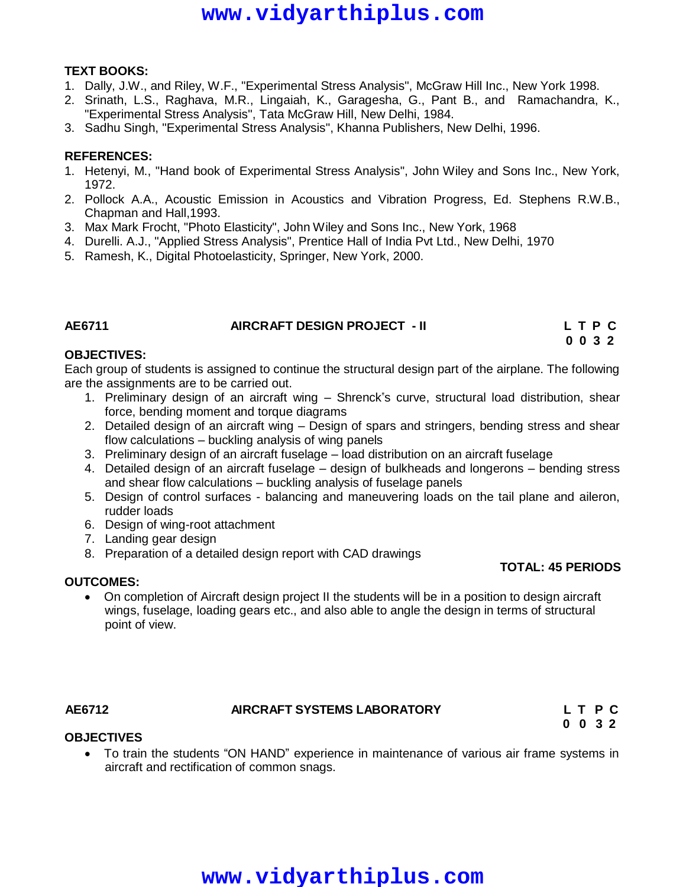**TEXT BOOKS:**

1. Dally, J.W., and Riley, W.F., "Experimental Stress Analysis", McGraw Hill Inc., New York 1998.
2. Srinath, L.S., Raghava, M.R., Lingaiah, K., Garagesha, G., Pant B., and Ramachandra, K., "Experimental Stress Analysis", Tata McGraw Hill, New Delhi, 1984.
3. Sadhu Singh, "Experimental Stress Analysis", Khanna Publishers, New Delhi, 1996.

**REFERENCES:**

1. Hetenyi, M., "Hand book of Experimental Stress Analysis", John Wiley and Sons Inc., New York, 1972.
2. Pollock A.A., Acoustic Emission in Acoustics and Vibration Progress, Ed. Stephens R.W.B., Chapman and Hall,1993.
3. Max Mark Frocht, "Photo Elasticity", John Wiley and Sons Inc., New York, 1968
4. Durelli. A.J., "Applied Stress Analysis", Prentice Hall of India Pvt Ltd., New Delhi, 1970
5. Ramesh, K., Digital Photoelasticity, Springer, New York, 2000.

## AE6711 AIRCRAFT DESIGN PROJECT - II

| L | T | P | C |
|---|---|---|---|
| 0 | 0 | 3 | 2 |

**OBJECTIVES:**

Each group of students is assigned to continue the structural design part of the airplane. The following are the assignments are to be carried out.

1. Preliminary design of an aircraft wing – Shrenck"s curve, structural load distribution, shear force, bending moment and torque diagrams
2. Detailed design of an aircraft wing – Design of spars and stringers, bending stress and shear flow calculations – buckling analysis of wing panels
3. Preliminary design of an aircraft fuselage – load distribution on an aircraft fuselage
4. Detailed design of an aircraft fuselage – design of bulkheads and longerons – bending stress and shear flow calculations – buckling analysis of fuselage panels
5. Design of control surfaces - balancing and maneuvering loads on the tail plane and aileron, rudder loads
6. Design of wing-root attachment
7. Landing gear design
8. Preparation of a detailed design report with CAD drawings

**TOTAL: 45 PERIODS**

**OUTCOMES:**

- On completion of Aircraft design project II the students will be in a position to design aircraft wings, fuselage, loading gears etc., and also able to angle the design in terms of structural point of view.

## AE6712 AIRCRAFT SYSTEMS LABORATORY

| L | T | P | C |
|---|---|---|---|
| 0 | 0 | 3 | 2 |

**OBJECTIVES**

- To train the students "ON HAND" experience in maintenance of various air frame systems in aircraft and rectification of common snags.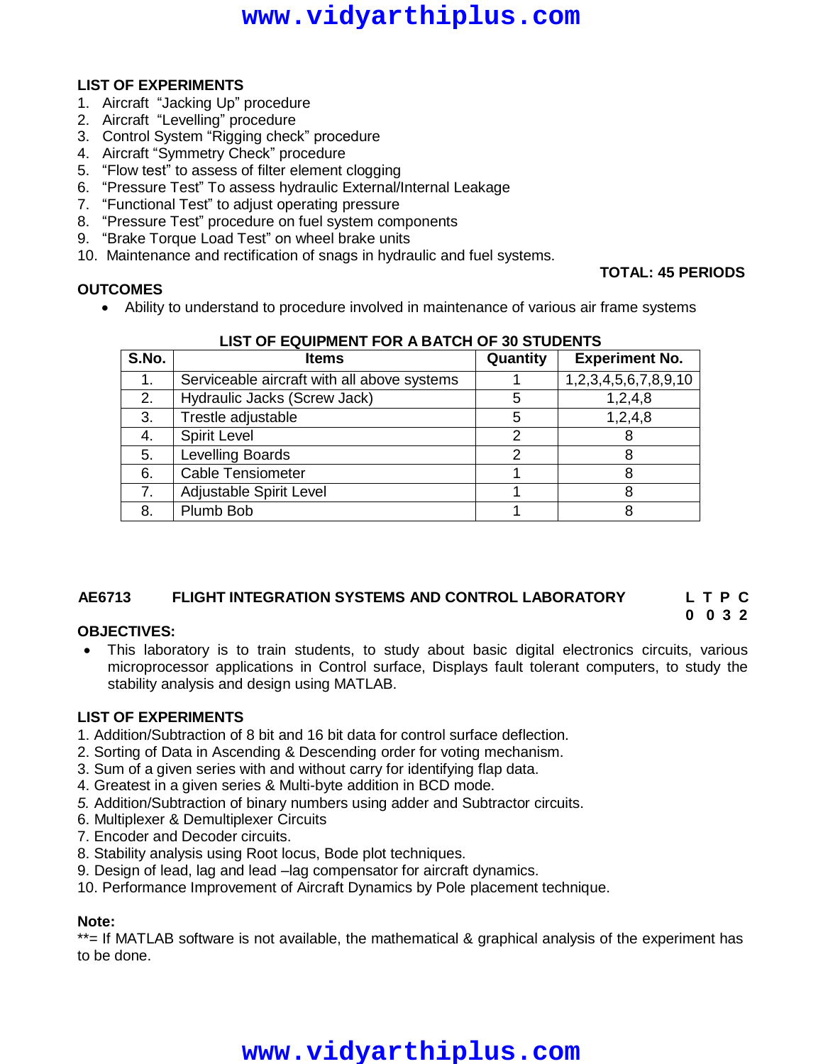**LIST OF EXPERIMENTS**

1. Aircraft "Jacking Up" procedure
2. Aircraft "Levelling" procedure
3. Control System "Rigging check" procedure
4. Aircraft "Symmetry Check" procedure
5. "Flow test" to assess of filter element clogging
6. "Pressure Test" To assess hydraulic External/Internal Leakage
7. "Functional Test" to adjust operating pressure
8. "Pressure Test" procedure on fuel system components
9. "Brake Torque Load Test" on wheel brake units
10. Maintenance and rectification of snags in hydraulic and fuel systems.

**TOTAL: 45 PERIODS**

**OUTCOMES**

- Ability to understand to procedure involved in maintenance of various air frame systems

**LIST OF EQUIPMENT FOR A BATCH OF 30 STUDENTS**

| S.No. | Items | Quantity | Experiment No. |
|---|---|---|---|
| 1. | Serviceable aircraft with all above systems | 1 | 1,2,3,4,5,6,7,8,9,10 |
| 2. | Hydraulic Jacks (Screw Jack) | 5 | 1,2,4,8 |
| 3. | Trestle adjustable | 5 | 1,2,4,8 |
| 4. | Spirit Level | 2 | 8 |
| 5. | Levelling Boards | 2 | 8 |
| 6. | Cable Tensiometer | 1 | 8 |
| 7. | Adjustable Spirit Level | 1 | 8 |
| 8. | Plumb Bob | 1 | 8 |

## AE6713 FLIGHT INTEGRATION SYSTEMS AND CONTROL LABORATORY

**L T P C**
**0 0 3 2**

**OBJECTIVES:**

- This laboratory is to train students, to study about basic digital electronics circuits, various microprocessor applications in Control surface, Displays fault tolerant computers, to study the stability analysis and design using MATLAB.

**LIST OF EXPERIMENTS**

1. Addition/Subtraction of 8 bit and 16 bit data for control surface deflection.
2. Sorting of Data in Ascending & Descending order for voting mechanism.
3. Sum of a given series with and without carry for identifying flap data.
4. Greatest in a given series & Multi-byte addition in BCD mode.
5. Addition/Subtraction of binary numbers using adder and Subtractor circuits.
6. Multiplexer & Demultiplexer Circuits
7. Encoder and Decoder circuits.
8. Stability analysis using Root locus, Bode plot techniques.
9. Design of lead, lag and lead –lag compensator for aircraft dynamics.
10. Performance Improvement of Aircraft Dynamics by Pole placement technique.

**Note:**
**= If MATLAB software is not available, the mathematical & graphical analysis of the experiment has to be done.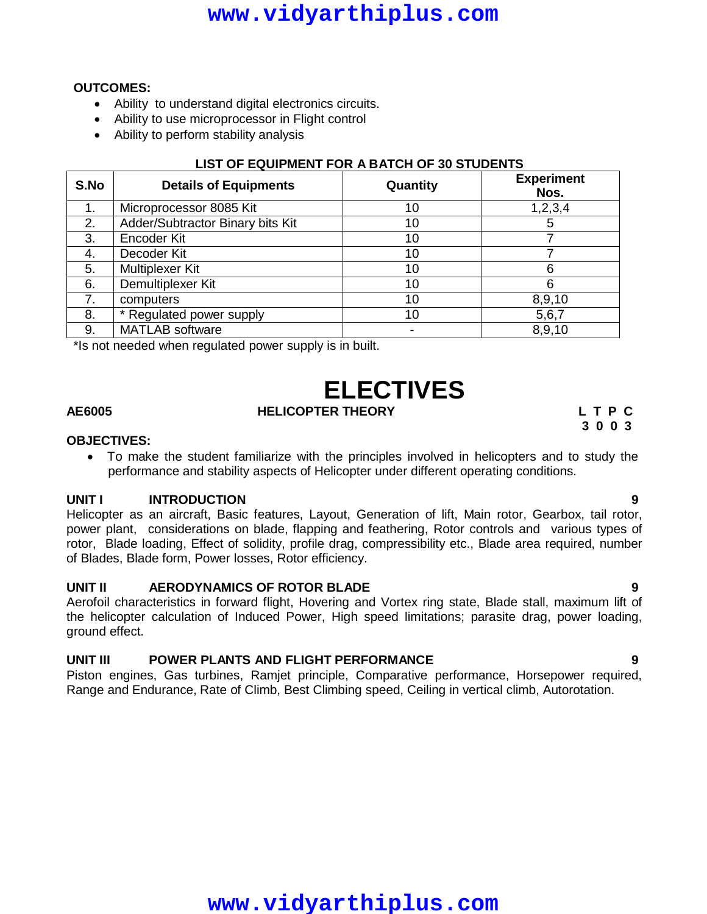**OUTCOMES:**

- Ability to understand digital electronics circuits.
- Ability to use microprocessor in Flight control
- Ability to perform stability analysis

**LIST OF EQUIPMENT FOR A BATCH OF 30 STUDENTS**

| S.No | Details of Equipments | Quantity | Experiment Nos. |
|---|---|---|---|
| 1. | Microprocessor 8085 Kit | 10 | 1,2,3,4 |
| 2. | Adder/Subtractor Binary bits Kit | 10 | 5 |
| 3. | Encoder Kit | 10 | 7 |
| 4. | Decoder Kit | 10 | 7 |
| 5. | Multiplexer Kit | 10 | 6 |
| 6. | Demultiplexer Kit | 10 | 6 |
| 7. | computers | 10 | 8,9,10 |
| 8. | * Regulated power supply | 10 | 5,6,7 |
| 9. | MATLAB software | - | 8,9,10 |

*Is not needed when regulated power supply is in built.

# ELECTIVES

**AE6005 HELICOPTER THEORY**

| L | T | P | C |
|---|---|---|---|
| 3 | 0 | 0 | 3 |

**OBJECTIVES:**

- To make the student familiarize with the principles involved in helicopters and to study the performance and stability aspects of Helicopter under different operating conditions.

**UNIT I INTRODUCTION 9**

Helicopter as an aircraft, Basic features, Layout, Generation of lift, Main rotor, Gearbox, tail rotor, power plant, considerations on blade, flapping and feathering, Rotor controls and various types of rotor, Blade loading, Effect of solidity, profile drag, compressibility etc., Blade area required, number of Blades, Blade form, Power losses, Rotor efficiency.

**UNIT II AERODYNAMICS OF ROTOR BLADE 9**

Aerofoil characteristics in forward flight, Hovering and Vortex ring state, Blade stall, maximum lift of the helicopter calculation of Induced Power, High speed limitations; parasite drag, power loading, ground effect.

**UNIT III POWER PLANTS AND FLIGHT PERFORMANCE 9**

Piston engines, Gas turbines, Ramjet principle, Comparative performance, Horsepower required, Range and Endurance, Rate of Climb, Best Climbing speed, Ceiling in vertical climb, Autorotation.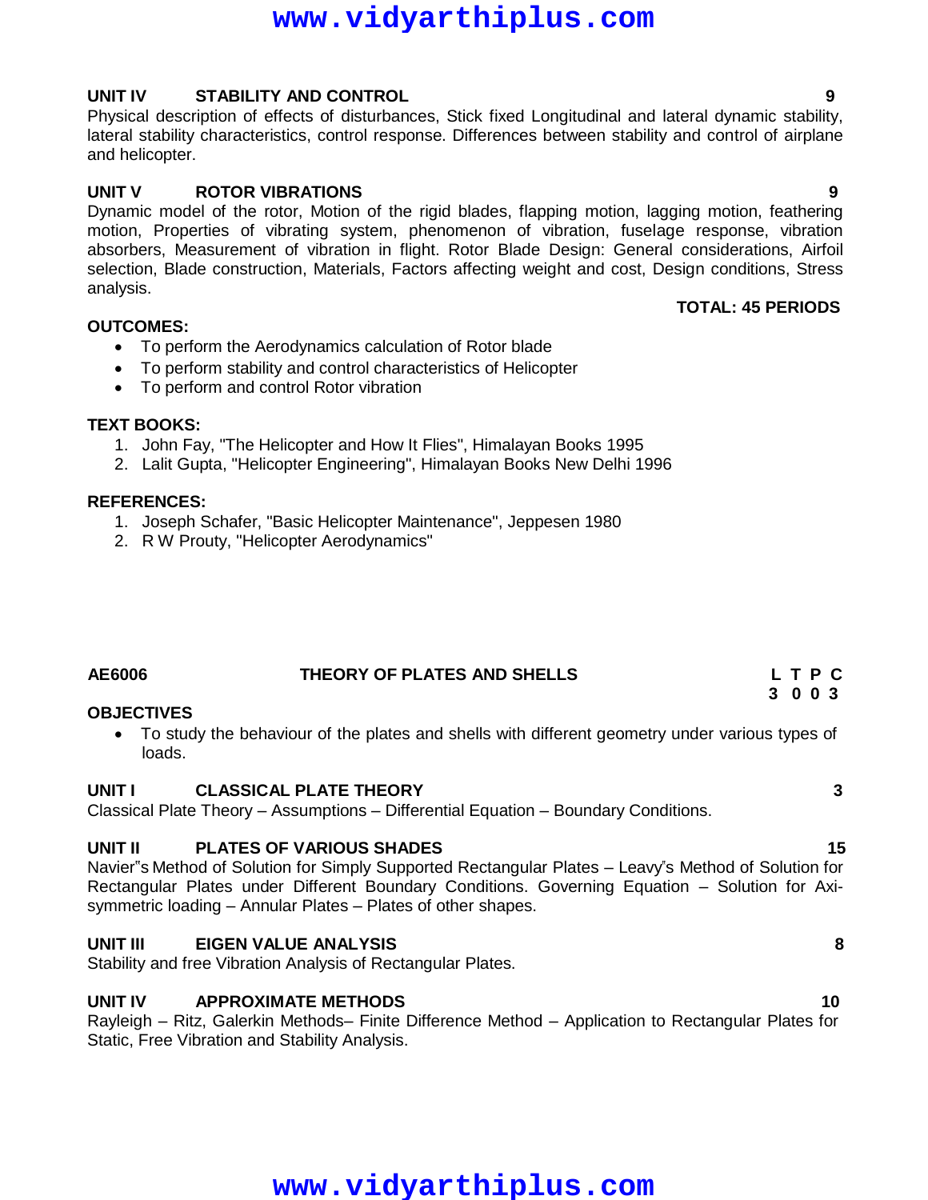**UNIT IV STABILITY AND CONTROL 9**

Physical description of effects of disturbances, Stick fixed Longitudinal and lateral dynamic stability, lateral stability characteristics, control response. Differences between stability and control of airplane and helicopter.

**UNIT V ROTOR VIBRATIONS 9**

Dynamic model of the rotor, Motion of the rigid blades, flapping motion, lagging motion, feathering motion, Properties of vibrating system, phenomenon of vibration, fuselage response, vibration absorbers, Measurement of vibration in flight. Rotor Blade Design: General considerations, Airfoil selection, Blade construction, Materials, Factors affecting weight and cost, Design conditions, Stress analysis.

**TOTAL: 45 PERIODS**

**OUTCOMES:**

- To perform the Aerodynamics calculation of Rotor blade
- To perform stability and control characteristics of Helicopter
- To perform and control Rotor vibration

**TEXT BOOKS:**

1. John Fay, "The Helicopter and How It Flies", Himalayan Books 1995
2. Lalit Gupta, "Helicopter Engineering", Himalayan Books New Delhi 1996

**REFERENCES:**

1. Joseph Schafer, "Basic Helicopter Maintenance", Jeppesen 1980
2. R W Prouty, "Helicopter Aerodynamics"

## AE6006 THEORY OF PLATES AND SHELLS

| L | T | P | C |
|---|---|---|---|
| 3 | 0 | 0 | 3 |

**OBJECTIVES**

- To study the behaviour of the plates and shells with different geometry under various types of loads.

**UNIT I CLASSICAL PLATE THEORY 3**

Classical Plate Theory – Assumptions – Differential Equation – Boundary Conditions.

**UNIT II PLATES OF VARIOUS SHADES 15**

Navier"s Method of Solution for Simply Supported Rectangular Plates – Leavy"s Method of Solution for Rectangular Plates under Different Boundary Conditions. Governing Equation – Solution for Axi-symmetric loading – Annular Plates – Plates of other shapes.

**UNIT III EIGEN VALUE ANALYSIS 8**

Stability and free Vibration Analysis of Rectangular Plates.

**UNIT IV APPROXIMATE METHODS 10**

Rayleigh – Ritz, Galerkin Methods– Finite Difference Method – Application to Rectangular Plates for Static, Free Vibration and Stability Analysis.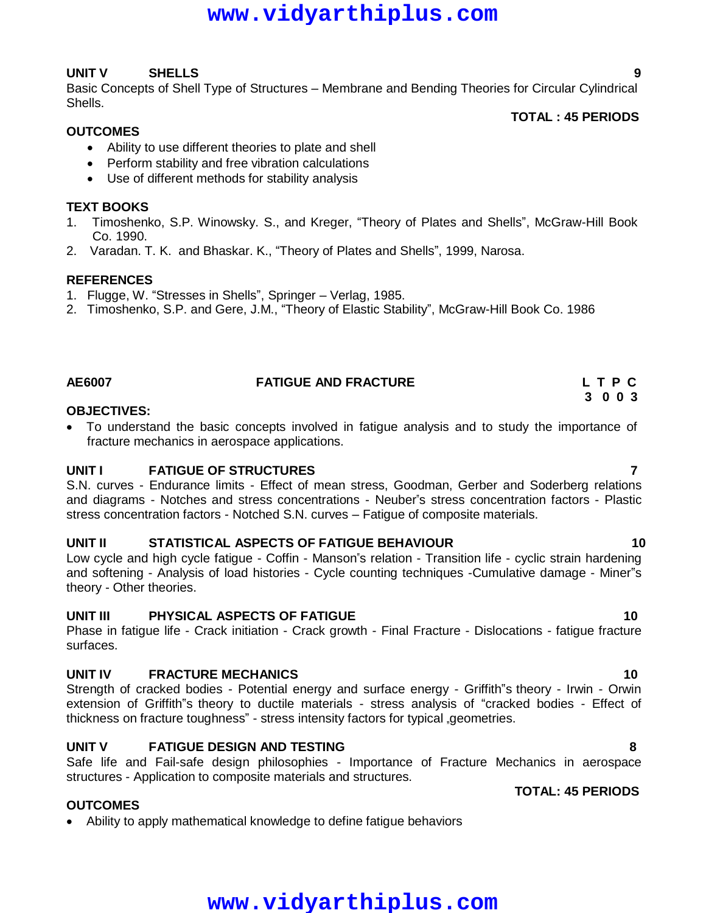**UNIT V SHELLS** **9**

Basic Concepts of Shell Type of Structures – Membrane and Bending Theories for Circular Cylindrical Shells.

**TOTAL : 45 PERIODS**

**OUTCOMES**

- Ability to use different theories to plate and shell
- Perform stability and free vibration calculations
- Use of different methods for stability analysis

**TEXT BOOKS**

1. Timoshenko, S.P. Winowsky. S., and Kreger, "Theory of Plates and Shells", McGraw-Hill Book Co. 1990.
2. Varadan. T. K. and Bhaskar. K., "Theory of Plates and Shells", 1999, Narosa.

**REFERENCES**

1. Flugge, W. "Stresses in Shells", Springer – Verlag, 1985.
2. Timoshenko, S.P. and Gere, J.M., "Theory of Elastic Stability", McGraw-Hill Book Co. 1986

## AE6007 FATIGUE AND FRACTURE

| L | T | P | C |
|---|---|---|---|
| 3 | 0 | 0 | 3 |

**OBJECTIVES:**

- To understand the basic concepts involved in fatigue analysis and to study the importance of fracture mechanics in aerospace applications.

**UNIT I FATIGUE OF STRUCTURES** **7**

S.N. curves - Endurance limits - Effect of mean stress, Goodman, Gerber and Soderberg relations and diagrams - Notches and stress concentrations - Neuber"s stress concentration factors - Plastic stress concentration factors - Notched S.N. curves – Fatigue of composite materials.

**UNIT II STATISTICAL ASPECTS OF FATIGUE BEHAVIOUR** **10**

Low cycle and high cycle fatigue - Coffin - Manson"s relation - Transition life - cyclic strain hardening and softening - Analysis of load histories - Cycle counting techniques -Cumulative damage - Miner"s theory - Other theories.

**UNIT III PHYSICAL ASPECTS OF FATIGUE** **10**

Phase in fatigue life - Crack initiation - Crack growth - Final Fracture - Dislocations - fatigue fracture surfaces.

**UNIT IV FRACTURE MECHANICS** **10**

Strength of cracked bodies - Potential energy and surface energy - Griffith"s theory - Irwin - Orwin extension of Griffith"s theory to ductile materials - stress analysis of "cracked bodies - Effect of thickness on fracture toughness" - stress intensity factors for typical „geometries.

**UNIT V FATIGUE DESIGN AND TESTING** **8**

Safe life and Fail-safe design philosophies - Importance of Fracture Mechanics in aerospace structures - Application to composite materials and structures.

**TOTAL: 45 PERIODS**

**OUTCOMES**

- Ability to apply mathematical knowledge to define fatigue behaviors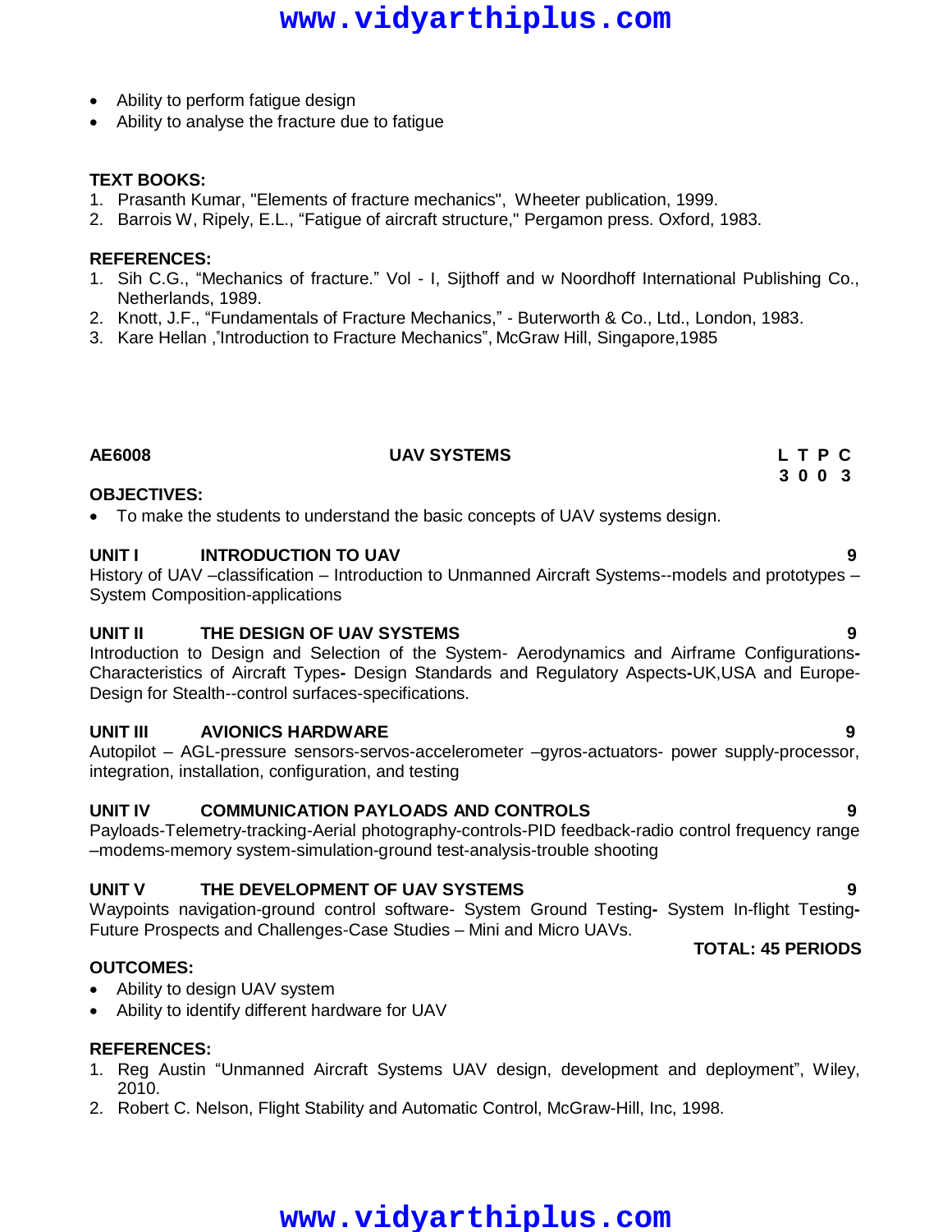- Ability to perform fatigue design
- Ability to analyse the fracture due to fatigue

**TEXT BOOKS:**

1. Prasanth Kumar, "Elements of fracture mechanics", Wheeter publication, 1999.
2. Barrois W, Ripely, E.L., "Fatigue of aircraft structure," Pergamon press. Oxford, 1983.

**REFERENCES:**

1. Sih C.G., "Mechanics of fracture." Vol - I, Sijthoff and w Noordhoff International Publishing Co., Netherlands, 1989.
2. Knott, J.F., "Fundamentals of Fracture Mechanics," - Buterworth & Co., Ltd., London, 1983.
3. Kare Hellan ,"Introduction to Fracture Mechanics", McGraw Hill, Singapore,1985

| | | |
|---|---|---|
| **AE6008** | **UAV SYSTEMS** | **L T P C** |
| | | **3 0 0 3** |

**OBJECTIVES:**

- To make the students to understand the basic concepts of UAV systems design.

**UNIT I INTRODUCTION TO UAV 9**

History of UAV –classification – Introduction to Unmanned Aircraft Systems--models and prototypes – System Composition-applications

**UNIT II THE DESIGN OF UAV SYSTEMS 9**

Introduction to Design and Selection of the System- Aerodynamics and Airframe Configurations- Characteristics of Aircraft Types- Design Standards and Regulatory Aspects-UK,USA and Europe- Design for Stealth--control surfaces-specifications.

**UNIT III AVIONICS HARDWARE 9**

Autopilot – AGL-pressure sensors-servos-accelerometer –gyros-actuators- power supply-processor, integration, installation, configuration, and testing

**UNIT IV COMMUNICATION PAYLOADS AND CONTROLS 9**

Payloads-Telemetry-tracking-Aerial photography-controls-PID feedback-radio control frequency range –modems-memory system-simulation-ground test-analysis-trouble shooting

**UNIT V THE DEVELOPMENT OF UAV SYSTEMS 9**

Waypoints navigation-ground control software- System Ground Testing- System In-flight Testing- Future Prospects and Challenges-Case Studies – Mini and Micro UAVs.

**TOTAL: 45 PERIODS**

**OUTCOMES:**

- Ability to design UAV system
- Ability to identify different hardware for UAV

**REFERENCES:**

1. Reg Austin "Unmanned Aircraft Systems UAV design, development and deployment", Wiley, 2010.
2. Robert C. Nelson, Flight Stability and Automatic Control, McGraw-Hill, Inc, 1998.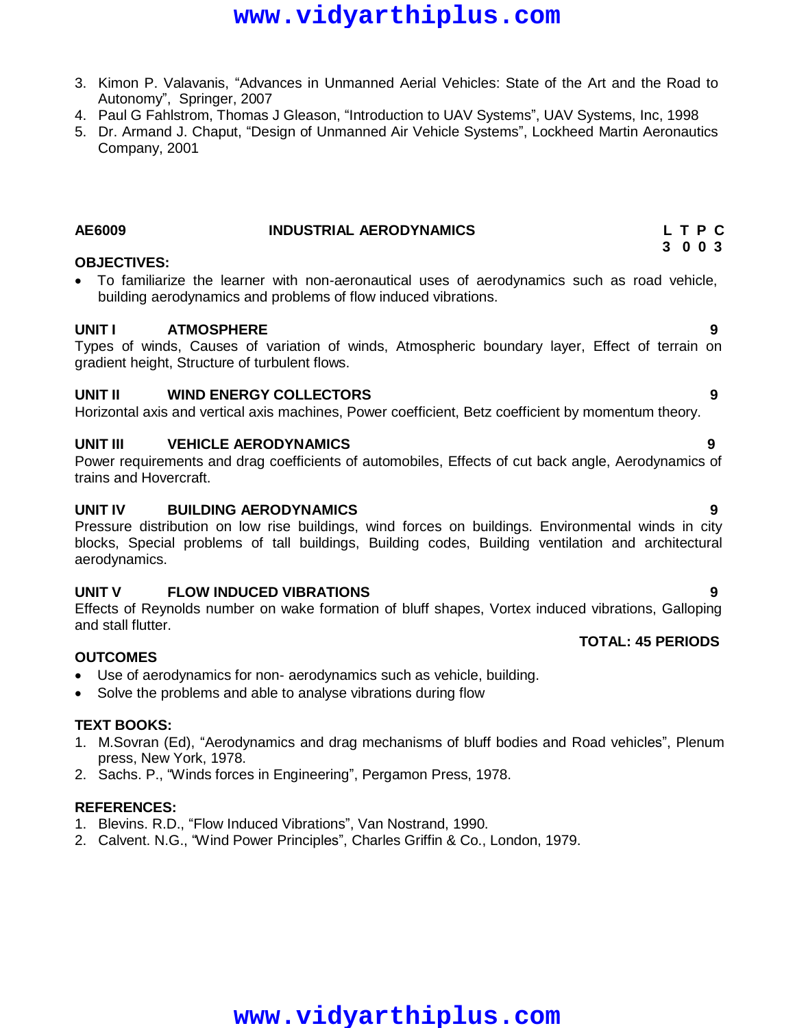3. Kimon P. Valavanis, “Advances in Unmanned Aerial Vehicles: State of the Art and the Road to Autonomy”, Springer, 2007
4. Paul G Fahlstrom, Thomas J Gleason, “Introduction to UAV Systems”, UAV Systems, Inc, 1998
5. Dr. Armand J. Chaput, “Design of Unmanned Air Vehicle Systems”, Lockheed Martin Aeronautics Company, 2001

## AE6009 INDUSTRIAL AERODYNAMICS

**L T P C**
**3 0 0 3**

**OBJECTIVES:**

- To familiarize the learner with non-aeronautical uses of aerodynamics such as road vehicle, building aerodynamics and problems of flow induced vibrations.

### UNIT I ATMOSPHERE 9

Types of winds, Causes of variation of winds, Atmospheric boundary layer, Effect of terrain on gradient height, Structure of turbulent flows.

### UNIT II WIND ENERGY COLLECTORS 9

Horizontal axis and vertical axis machines, Power coefficient, Betz coefficient by momentum theory.

### UNIT III VEHICLE AERODYNAMICS 9

Power requirements and drag coefficients of automobiles, Effects of cut back angle, Aerodynamics of trains and Hovercraft.

### UNIT IV BUILDING AERODYNAMICS 9

Pressure distribution on low rise buildings, wind forces on buildings. Environmental winds in city blocks, Special problems of tall buildings, Building codes, Building ventilation and architectural aerodynamics.

### UNIT V FLOW INDUCED VIBRATIONS 9

Effects of Reynolds number on wake formation of bluff shapes, Vortex induced vibrations, Galloping and stall flutter.

**TOTAL: 45 PERIODS**

**OUTCOMES**

- Use of aerodynamics for non- aerodynamics such as vehicle, building.
- Solve the problems and able to analyse vibrations during flow

**TEXT BOOKS:**

1. M.Sovran (Ed), “Aerodynamics and drag mechanisms of bluff bodies and Road vehicles”, Plenum press, New York, 1978.
2. Sachs. P., “Winds forces in Engineering”, Pergamon Press, 1978.

**REFERENCES:**

1. Blevins. R.D., “Flow Induced Vibrations”, Van Nostrand, 1990.
2. Calvent. N.G., “Wind Power Principles”, Charles Griffin & Co., London, 1979.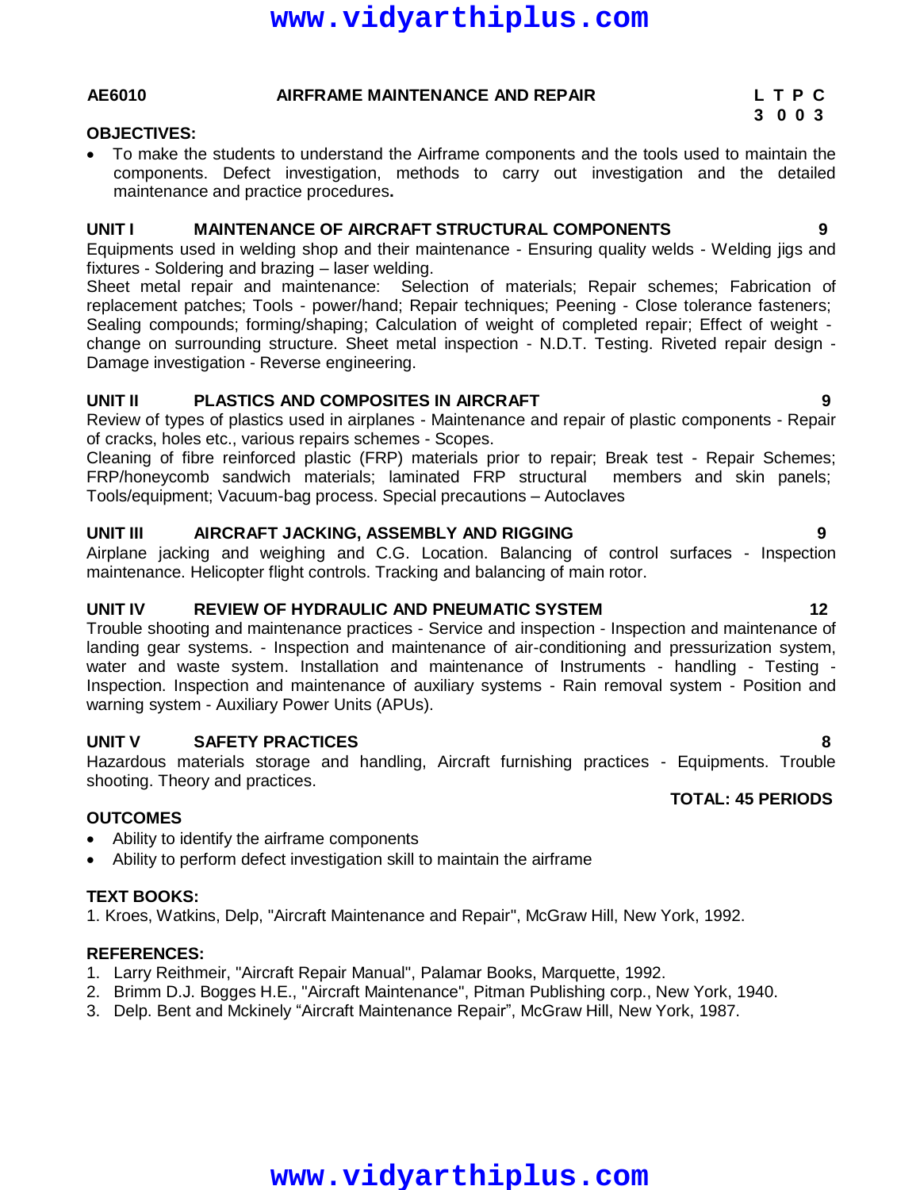## AE6010 AIRFRAME MAINTENANCE AND REPAIR

| L | T | P | C |
|---|---|---|---|
| 3 | 0 | 0 | 3 |

**OBJECTIVES:**

- To make the students to understand the Airframe components and the tools used to maintain the components. Defect investigation, methods to carry out investigation and the detailed maintenance and practice procedures**.**

### UNIT I MAINTENANCE OF AIRCRAFT STRUCTURAL COMPONENTS 9

Equipments used in welding shop and their maintenance - Ensuring quality welds - Welding jigs and fixtures - Soldering and brazing – laser welding.

Sheet metal repair and maintenance: Selection of materials; Repair schemes; Fabrication of replacement patches; Tools - power/hand; Repair techniques; Peening - Close tolerance fasteners; Sealing compounds; forming/shaping; Calculation of weight of completed repair; Effect of weight - change on surrounding structure. Sheet metal inspection - N.D.T. Testing. Riveted repair design - Damage investigation - Reverse engineering.

### UNIT II PLASTICS AND COMPOSITES IN AIRCRAFT 9

Review of types of plastics used in airplanes - Maintenance and repair of plastic components - Repair of cracks, holes etc., various repairs schemes - Scopes.

Cleaning of fibre reinforced plastic (FRP) materials prior to repair; Break test - Repair Schemes; FRP/honeycomb sandwich materials; laminated FRP structural members and skin panels; Tools/equipment; Vacuum-bag process. Special precautions – Autoclaves

### UNIT III AIRCRAFT JACKING, ASSEMBLY AND RIGGING 9

Airplane jacking and weighing and C.G. Location. Balancing of control surfaces - Inspection maintenance. Helicopter flight controls. Tracking and balancing of main rotor.

### UNIT IV REVIEW OF HYDRAULIC AND PNEUMATIC SYSTEM 12

Trouble shooting and maintenance practices - Service and inspection - Inspection and maintenance of landing gear systems. - Inspection and maintenance of air-conditioning and pressurization system, water and waste system. Installation and maintenance of Instruments - handling - Testing - Inspection. Inspection and maintenance of auxiliary systems - Rain removal system - Position and warning system - Auxiliary Power Units (APUs).

### UNIT V SAFETY PRACTICES 8

Hazardous materials storage and handling, Aircraft furnishing practices - Equipments. Trouble shooting. Theory and practices.

**TOTAL: 45 PERIODS**

**OUTCOMES**

- Ability to identify the airframe components
- Ability to perform defect investigation skill to maintain the airframe

**TEXT BOOKS:**

1. Kroes, Watkins, Delp, "Aircraft Maintenance and Repair", McGraw Hill, New York, 1992.

**REFERENCES:**

1. Larry Reithmeir, "Aircraft Repair Manual", Palamar Books, Marquette, 1992.
2. Brimm D.J. Bogges H.E., "Aircraft Maintenance", Pitman Publishing corp., New York, 1940.
3. Delp. Bent and Mckinely “Aircraft Maintenance Repair”, McGraw Hill, New York, 1987.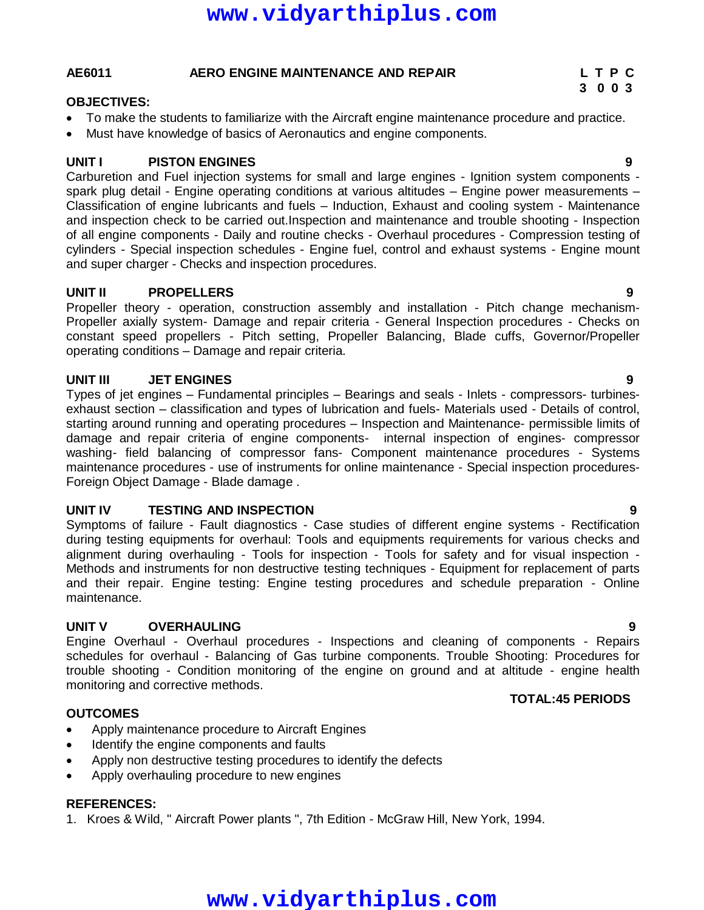**AE6011 AERO ENGINE MAINTENANCE AND REPAIR**

| L | T | P | C |
|---|---|---|---|
| 3 | 0 | 0 | 3 |

**OBJECTIVES:**

- To make the students to familiarize with the Aircraft engine maintenance procedure and practice.
- Must have knowledge of basics of Aeronautics and engine components.

**UNIT I PISTON ENGINES 9**

Carburetion and Fuel injection systems for small and large engines - Ignition system components - spark plug detail - Engine operating conditions at various altitudes – Engine power measurements – Classification of engine lubricants and fuels – Induction, Exhaust and cooling system - Maintenance and inspection check to be carried out.Inspection and maintenance and trouble shooting - Inspection of all engine components - Daily and routine checks - Overhaul procedures - Compression testing of cylinders - Special inspection schedules - Engine fuel, control and exhaust systems - Engine mount and super charger - Checks and inspection procedures.

**UNIT II PROPELLERS 9**

Propeller theory - operation, construction assembly and installation - Pitch change mechanism- Propeller axially system- Damage and repair criteria - General Inspection procedures - Checks on constant speed propellers - Pitch setting, Propeller Balancing, Blade cuffs, Governor/Propeller operating conditions – Damage and repair criteria.

**UNIT III JET ENGINES 9**

Types of jet engines – Fundamental principles – Bearings and seals - Inlets - compressors- turbines- exhaust section – classification and types of lubrication and fuels- Materials used - Details of control, starting around running and operating procedures – Inspection and Maintenance- permissible limits of damage and repair criteria of engine components- internal inspection of engines- compressor washing- field balancing of compressor fans- Component maintenance procedures - Systems maintenance procedures - use of instruments for online maintenance - Special inspection procedures- Foreign Object Damage - Blade damage .

**UNIT IV TESTING AND INSPECTION 9**

Symptoms of failure - Fault diagnostics - Case studies of different engine systems - Rectification during testing equipments for overhaul: Tools and equipments requirements for various checks and alignment during overhauling - Tools for inspection - Tools for safety and for visual inspection - Methods and instruments for non destructive testing techniques - Equipment for replacement of parts and their repair. Engine testing: Engine testing procedures and schedule preparation - Online maintenance.

**UNIT V OVERHAULING 9**

Engine Overhaul - Overhaul procedures - Inspections and cleaning of components - Repairs schedules for overhaul - Balancing of Gas turbine components. Trouble Shooting: Procedures for trouble shooting - Condition monitoring of the engine on ground and at altitude - engine health monitoring and corrective methods.

**TOTAL:45 PERIODS**

**OUTCOMES**

- Apply maintenance procedure to Aircraft Engines
- Identify the engine components and faults
- Apply non destructive testing procedures to identify the defects
- Apply overhauling procedure to new engines

**REFERENCES:**

1. Kroes & Wild, " Aircraft Power plants ", 7th Edition - McGraw Hill, New York, 1994.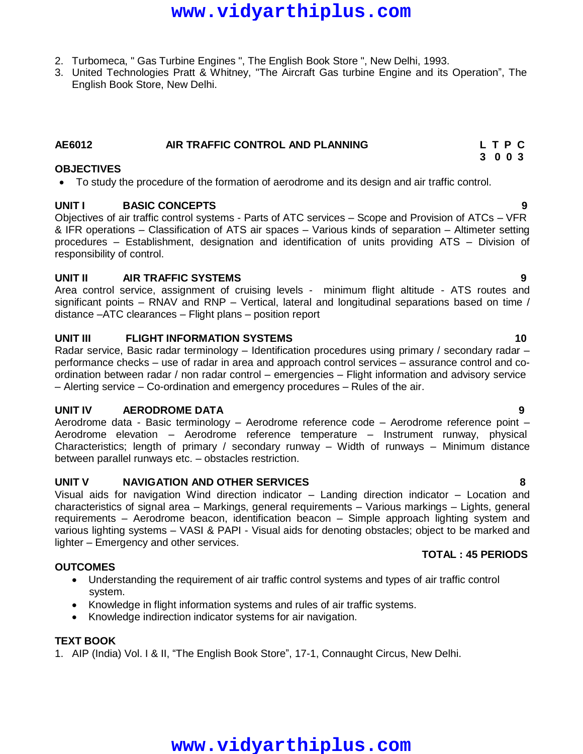2. Turbomeca, " Gas Turbine Engines ", The English Book Store ", New Delhi, 1993.
3. United Technologies Pratt & Whitney, "The Aircraft Gas turbine Engine and its Operation", The English Book Store, New Delhi.

## AE6012 AIR TRAFFIC CONTROL AND PLANNING

| L | T | P | C |
|---|---|---|---|
| 3 | 0 | 0 | 3 |

**OBJECTIVES**

- To study the procedure of the formation of aerodrome and its design and air traffic control.

**UNIT I BASIC CONCEPTS 9**

Objectives of air traffic control systems - Parts of ATC services – Scope and Provision of ATCs – VFR & IFR operations – Classification of ATS air spaces – Various kinds of separation – Altimeter setting procedures – Establishment, designation and identification of units providing ATS – Division of responsibility of control.

**UNIT II AIR TRAFFIC SYSTEMS 9**

Area control service, assignment of cruising levels - minimum flight altitude - ATS routes and significant points – RNAV and RNP – Vertical, lateral and longitudinal separations based on time / distance –ATC clearances – Flight plans – position report

**UNIT III FLIGHT INFORMATION SYSTEMS 10**

Radar service, Basic radar terminology – Identification procedures using primary / secondary radar – performance checks – use of radar in area and approach control services – assurance control and co-ordination between radar / non radar control – emergencies – Flight information and advisory service – Alerting service – Co-ordination and emergency procedures – Rules of the air.

**UNIT IV AERODROME DATA 9**

Aerodrome data - Basic terminology – Aerodrome reference code – Aerodrome reference point – Aerodrome elevation – Aerodrome reference temperature – Instrument runway, physical Characteristics; length of primary / secondary runway – Width of runways – Minimum distance between parallel runways etc. – obstacles restriction.

**UNIT V NAVIGATION AND OTHER SERVICES 8**

Visual aids for navigation Wind direction indicator – Landing direction indicator – Location and characteristics of signal area – Markings, general requirements – Various markings – Lights, general requirements – Aerodrome beacon, identification beacon – Simple approach lighting system and various lighting systems – VASI & PAPI - Visual aids for denoting obstacles; object to be marked and lighter – Emergency and other services.

**TOTAL : 45 PERIODS**

**OUTCOMES**

- Understanding the requirement of air traffic control systems and types of air traffic control system.
- Knowledge in flight information systems and rules of air traffic systems.
- Knowledge indirection indicator systems for air navigation.

**TEXT BOOK**

1. AIP (India) Vol. I & II, "The English Book Store", 17-1, Connaught Circus, New Delhi.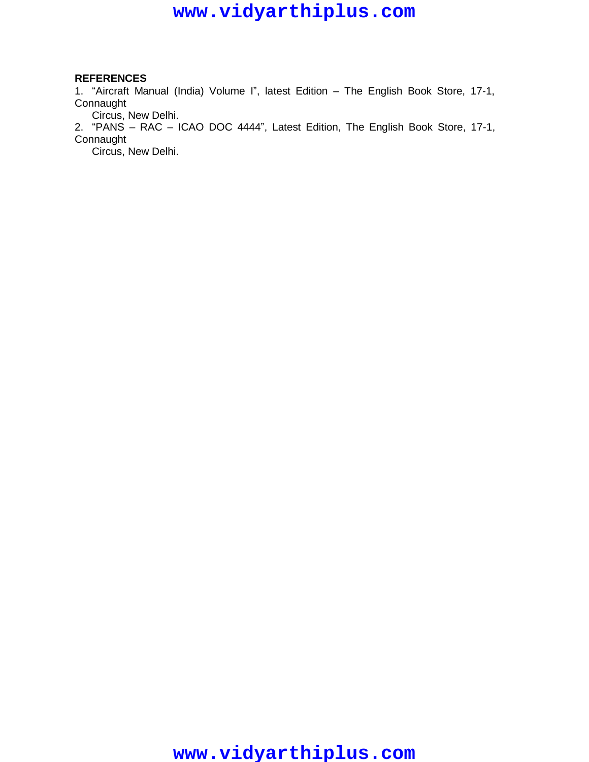**REFERENCES**

1. "Aircraft Manual (India) Volume I", latest Edition – The English Book Store, 17-1, Connaught Circus, New Delhi.
2. "PANS – RAC – ICAO DOC 4444", Latest Edition, The English Book Store, 17-1, Connaught Circus, New Delhi.